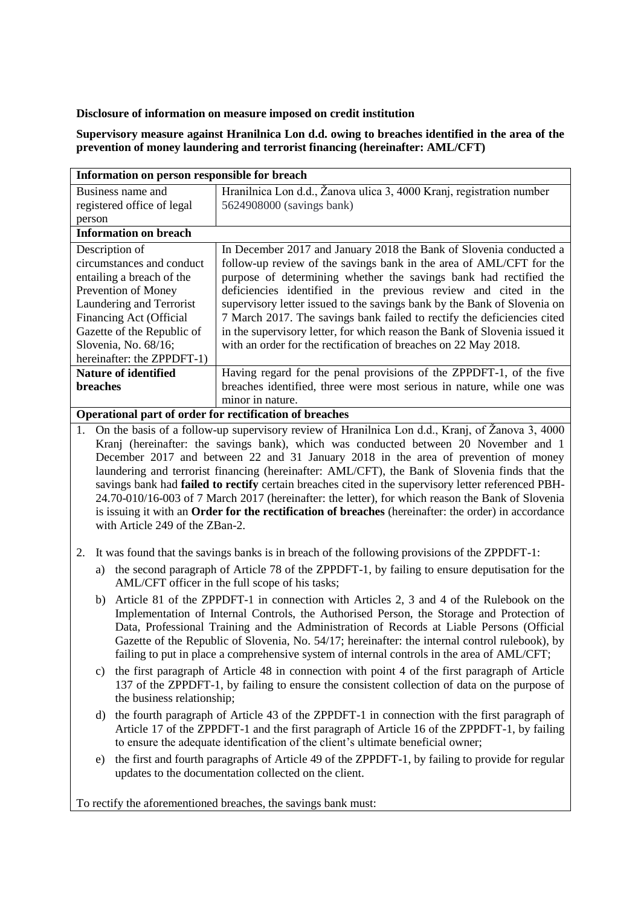**Disclosure of information on measure imposed on credit institution**

**Supervisory measure against Hranilnica Lon d.d. owing to breaches identified in the area of the prevention of money laundering and terrorist financing (hereinafter: AML/CFT)**

| **Information on person responsible for breach** | |
|---|---|
| Business name and registered office of legal person | Hranilnica Lon d.d., Žanova ulica 3, 4000 Kranj, registration number 5624908000 (savings bank) |
| **Information on breach** | |
| Description of circumstances and conduct entailing a breach of the Prevention of Money Laundering and Terrorist Financing Act (Official Gazette of the Republic of Slovenia, No. 68/16; hereinafter: the ZPPDFT-1) | In December 2017 and January 2018 the Bank of Slovenia conducted a follow-up review of the savings bank in the area of AML/CFT for the purpose of determining whether the savings bank had rectified the deficiencies identified in the previous review and cited in the supervisory letter issued to the savings bank by the Bank of Slovenia on 7 March 2017. The savings bank failed to rectify the deficiencies cited in the supervisory letter, for which reason the Bank of Slovenia issued it with an order for the rectification of breaches on 22 May 2018. |
| **Nature of identified breaches** | Having regard for the penal provisions of the ZPPDFT-1, of the five breaches identified, three were most serious in nature, while one was minor in nature. |

**Operational part of order for rectification of breaches**

1. On the basis of a follow-up supervisory review of Hranilnica Lon d.d., Kranj, of Žanova 3, 4000 Kranj (hereinafter: the savings bank), which was conducted between 20 November and 1 December 2017 and between 22 and 31 January 2018 in the area of prevention of money laundering and terrorist financing (hereinafter: AML/CFT), the Bank of Slovenia finds that the savings bank had **failed to rectify** certain breaches cited in the supervisory letter referenced PBH-24.70-010/16-003 of 7 March 2017 (hereinafter: the letter), for which reason the Bank of Slovenia is issuing it with an **Order for the rectification of breaches** (hereinafter: the order) in accordance with Article 249 of the ZBan-2.

2. It was found that the savings banks is in breach of the following provisions of the ZPPDFT-1:

   a) the second paragraph of Article 78 of the ZPPDFT-1, by failing to ensure deputisation for the AML/CFT officer in the full scope of his tasks;

   b) Article 81 of the ZPPDFT-1 in connection with Articles 2, 3 and 4 of the Rulebook on the Implementation of Internal Controls, the Authorised Person, the Storage and Protection of Data, Professional Training and the Administration of Records at Liable Persons (Official Gazette of the Republic of Slovenia, No. 54/17; hereinafter: the internal control rulebook), by failing to put in place a comprehensive system of internal controls in the area of AML/CFT;

   c) the first paragraph of Article 48 in connection with point 4 of the first paragraph of Article 137 of the ZPPDFT-1, by failing to ensure the consistent collection of data on the purpose of the business relationship;

   d) the fourth paragraph of Article 43 of the ZPPDFT-1 in connection with the first paragraph of Article 17 of the ZPPDFT-1 and the first paragraph of Article 16 of the ZPPDFT-1, by failing to ensure the adequate identification of the client's ultimate beneficial owner;

   e) the first and fourth paragraphs of Article 49 of the ZPPDFT-1, by failing to provide for regular updates to the documentation collected on the client.

To rectify the aforementioned breaches, the savings bank must: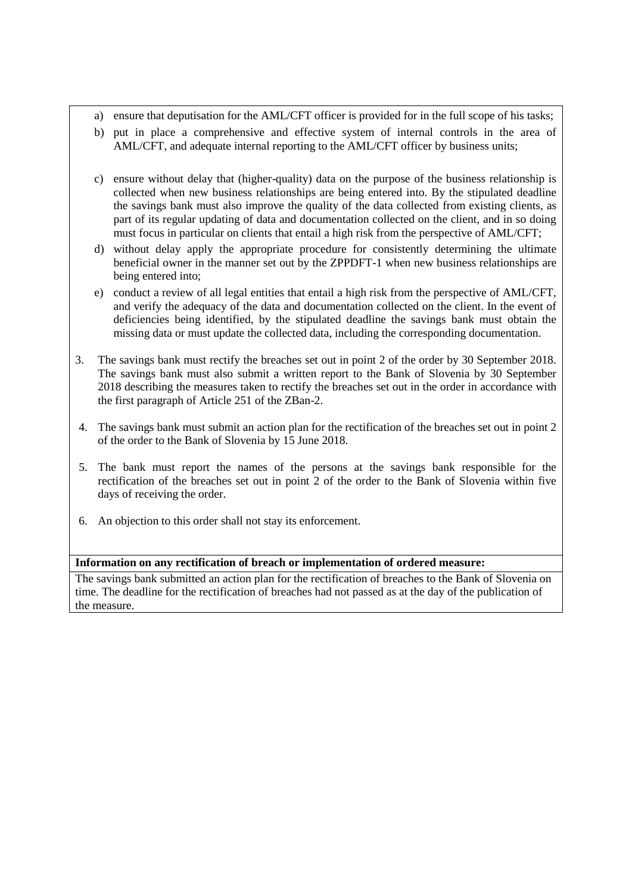a) ensure that deputisation for the AML/CFT officer is provided for in the full scope of his tasks;

b) put in place a comprehensive and effective system of internal controls in the area of AML/CFT, and adequate internal reporting to the AML/CFT officer by business units;

c) ensure without delay that (higher-quality) data on the purpose of the business relationship is collected when new business relationships are being entered into. By the stipulated deadline the savings bank must also improve the quality of the data collected from existing clients, as part of its regular updating of data and documentation collected on the client, and in so doing must focus in particular on clients that entail a high risk from the perspective of AML/CFT;

d) without delay apply the appropriate procedure for consistently determining the ultimate beneficial owner in the manner set out by the ZPPDFT-1 when new business relationships are being entered into;

e) conduct a review of all legal entities that entail a high risk from the perspective of AML/CFT, and verify the adequacy of the data and documentation collected on the client. In the event of deficiencies being identified, by the stipulated deadline the savings bank must obtain the missing data or must update the collected data, including the corresponding documentation.

3. The savings bank must rectify the breaches set out in point 2 of the order by 30 September 2018. The savings bank must also submit a written report to the Bank of Slovenia by 30 September 2018 describing the measures taken to rectify the breaches set out in the order in accordance with the first paragraph of Article 251 of the ZBan-2.

4. The savings bank must submit an action plan for the rectification of the breaches set out in point 2 of the order to the Bank of Slovenia by 15 June 2018.

5. The bank must report the names of the persons at the savings bank responsible for the rectification of the breaches set out in point 2 of the order to the Bank of Slovenia within five days of receiving the order.

6. An objection to this order shall not stay its enforcement.

**Information on any rectification of breach or implementation of ordered measure:**

The savings bank submitted an action plan for the rectification of breaches to the Bank of Slovenia on time. The deadline for the rectification of breaches had not passed as at the day of the publication of the measure.